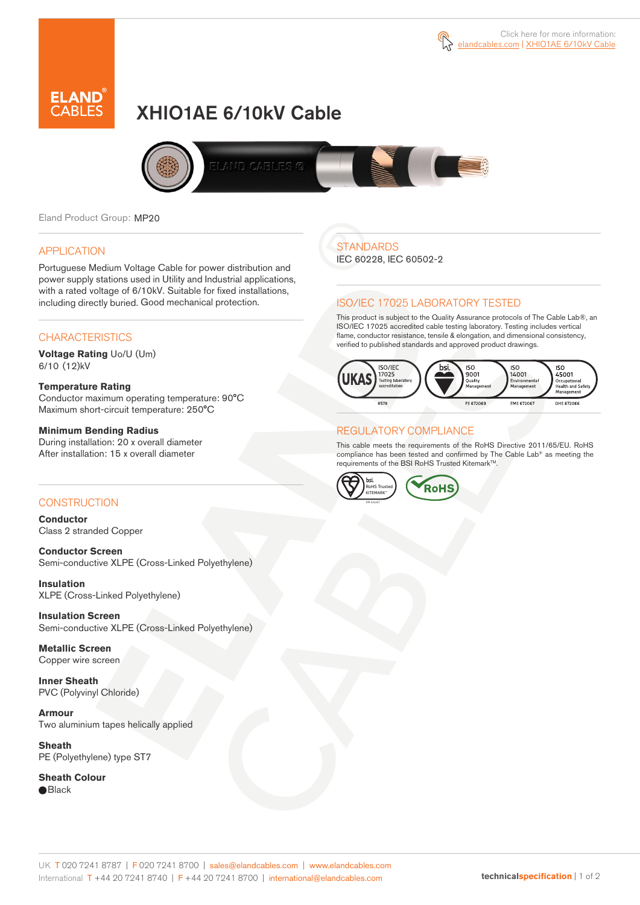Click here for more information: elandcables.com | XHIO1AE 6/10kV Cable

# XHIO1AE 6/10kV Cable

Eland Product Group: MP20

## APPLICATION

Portuguese Medium Voltage Cable for power distribution and power supply stations used in Utility and Industrial applications, with a rated voltage of 6/10kV. Suitable for fixed installations, including directly buried. Good mechanical protection.

## CHARACTERISTICS

**Voltage Rating** Uo/U (Um)
6/10 (12)kV

**Temperature Rating**
Conductor maximum operating temperature: 90°C
Maximum short-circuit temperature: 250°C

**Minimum Bending Radius**
During installation: 20 x overall diameter
After installation: 15 x overall diameter

## CONSTRUCTION

**Conductor**
Class 2 stranded Copper

**Conductor Screen**
Semi-conductive XLPE (Cross-Linked Polyethylene)

**Insulation**
XLPE (Cross-Linked Polyethylene)

**Insulation Screen**
Semi-conductive XLPE (Cross-Linked Polyethylene)

**Metallic Screen**
Copper wire screen

**Inner Sheath**
PVC (Polyvinyl Chloride)

**Armour**
Two aluminium tapes helically applied

**Sheath**
PE (Polyethylene) type ST7

**Sheath Colour**
● Black

## STANDARDS

IEC 60228, IEC 60502-2

## ISO/IEC 17025 LABORATORY TESTED

This product is subject to the Quality Assurance protocols of The Cable Lab®, an ISO/IEC 17025 accredited cable testing laboratory. Testing includes vertical flame, conductor resistance, tensile & elongation, and dimensional consistency, verified to published standards and approved product drawings.

UKAS ISO/IEC 17025 Testing laboratory accreditation 8578 | bsi. ISO 9001 Quality Management FS 672069 | ISO 14001 Environmental Management EMS 672067 | ISO 45001 Occupational Health and Safety Management OHS 672066

## REGULATORY COMPLIANCE

This cable meets the requirements of the RoHS Directive 2011/65/EU. RoHS compliance has been tested and confirmed by The Cable Lab® as meeting the requirements of the BSI RoHS Trusted Kitemark™.

bsi. RoHS Trusted KITEMARK™ | RoHS

UK T 020 7241 8787 | F 020 7241 8700 | sales@elandcables.com | www.elandcables.com
International T +44 20 7241 8740 | F +44 20 7241 8700 | international@elandcables.com

technicalspecification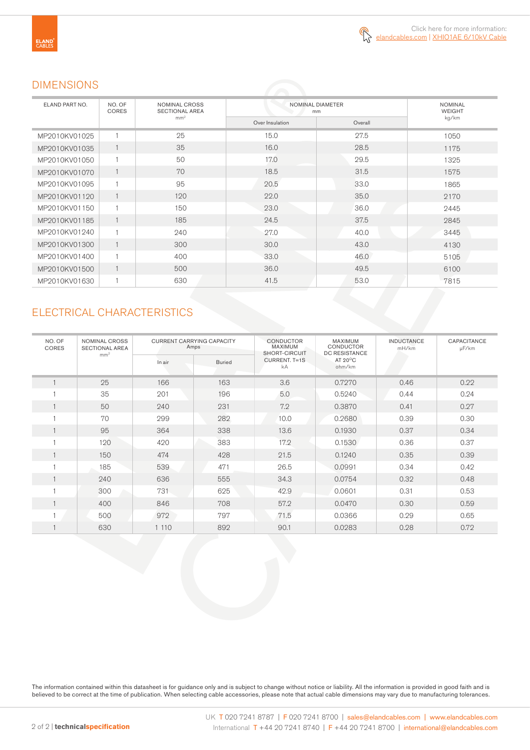Click here for more information: elandcables.com | XHIO1AE 6/10kV Cable

## DIMENSIONS

| ELAND PART NO. | NO. OF CORES | NOMINAL CROSS SECTIONAL AREA mm² | NOMINAL DIAMETER mm | | NOMINAL WEIGHT kg/km |
|---|---|---|---|---|---|
| | | | Over Insulation | Overall | |
| MP2010KV01025 | 1 | 25 | 15.0 | 27.5 | 1050 |
| MP2010KV01035 | 1 | 35 | 16.0 | 28.5 | 1175 |
| MP2010KV01050 | 1 | 50 | 17.0 | 29.5 | 1325 |
| MP2010KV01070 | 1 | 70 | 18.5 | 31.5 | 1575 |
| MP2010KV01095 | 1 | 95 | 20.5 | 33.0 | 1865 |
| MP2010KV01120 | 1 | 120 | 22.0 | 35.0 | 2170 |
| MP2010KV01150 | 1 | 150 | 23.0 | 36.0 | 2445 |
| MP2010KV01185 | 1 | 185 | 24.5 | 37.5 | 2845 |
| MP2010KV01240 | 1 | 240 | 27.0 | 40.0 | 3445 |
| MP2010KV01300 | 1 | 300 | 30.0 | 43.0 | 4130 |
| MP2010KV01400 | 1 | 400 | 33.0 | 46.0 | 5105 |
| MP2010KV01500 | 1 | 500 | 36.0 | 49.5 | 6100 |
| MP2010KV01630 | 1 | 630 | 41.5 | 53.0 | 7815 |

## ELECTRICAL CHARACTERISTICS

| NO. OF CORES | NOMINAL CROSS SECTIONAL AREA mm² | CURRENT CARRYING CAPACITY Amps | | CONDUCTOR MAXIMUM SHORT-CIRCUIT CURRENT. T=1S kA | MAXIMUM CONDUCTOR DC RESISTANCE AT 20°C ohm/km | INDUCTANCE mH/km | CAPACITANCE μF/km |
|---|---|---|---|---|---|---|---|
| | | In air | Buried | | | | |
| 1 | 25 | 166 | 163 | 3.6 | 0.7270 | 0.46 | 0.22 |
| 1 | 35 | 201 | 196 | 5.0 | 0.5240 | 0.44 | 0.24 |
| 1 | 50 | 240 | 231 | 7.2 | 0.3870 | 0.41 | 0.27 |
| 1 | 70 | 299 | 282 | 10.0 | 0.2680 | 0.39 | 0.30 |
| 1 | 95 | 364 | 338 | 13.6 | 0.1930 | 0.37 | 0.34 |
| 1 | 120 | 420 | 383 | 17.2 | 0.1530 | 0.36 | 0.37 |
| 1 | 150 | 474 | 428 | 21.5 | 0.1240 | 0.35 | 0.39 |
| 1 | 185 | 539 | 471 | 26.5 | 0.0991 | 0.34 | 0.42 |
| 1 | 240 | 636 | 555 | 34.3 | 0.0754 | 0.32 | 0.48 |
| 1 | 300 | 731 | 625 | 42.9 | 0.0601 | 0.31 | 0.53 |
| 1 | 400 | 846 | 708 | 57.2 | 0.0470 | 0.30 | 0.59 |
| 1 | 500 | 972 | 797 | 71.5 | 0.0366 | 0.29 | 0.65 |
| 1 | 630 | 1 110 | 892 | 90.1 | 0.0283 | 0.28 | 0.72 |

The information contained within this datasheet is for guidance only and is subject to change without notice or liability. All the information is provided in good faith and is believed to be correct at the time of publication. When selecting cable accessories, please note that actual cable dimensions may vary due to manufacturing tolerances.

UK T 020 7241 8787 | F 020 7241 8700 | sales@elandcables.com | www.elandcables.com
International T +44 20 7241 8740 | F +44 20 7241 8700 | international@elandcables.com